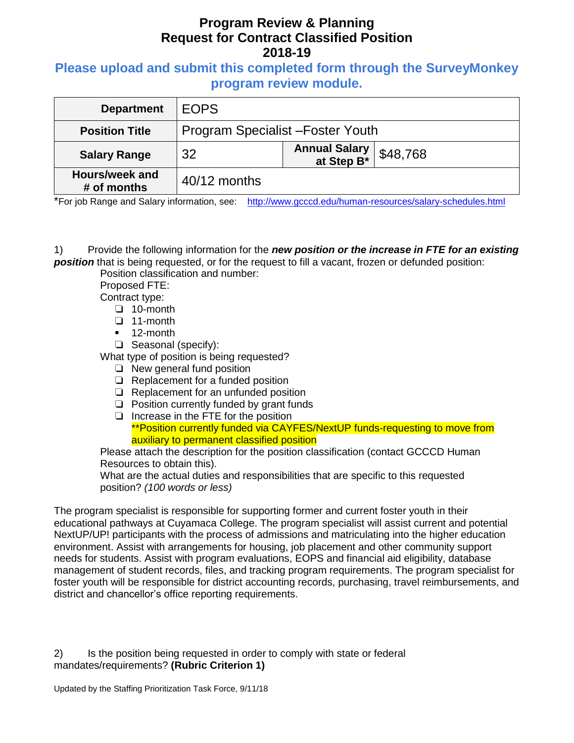# Program Review & Planning
# Request for Contract Classified Position
# 2018-19

## Please upload and submit this completed form through the SurveyMonkey program review module.

| **Department** | EOPS | | |
|---|---|---|---|
| **Position Title** | Program Specialist –Foster Youth | | |
| **Salary Range** | 32 | **Annual Salary at Step B*** | $48,768 |
| **Hours/week and # of months** | 40/12 months | | |

*For job Range and Salary information, see: http://www.gcccd.edu/human-resources/salary-schedules.html

1) Provide the following information for the ***new position or the increase in FTE for an existing position*** that is being requested, or for the request to fill a vacant, frozen or defunded position:

Position classification and number:

Proposed FTE:

Contract type:

- ❑ 10-month
- ❑ 11-month
- ▪ 12-month
- ❑ Seasonal (specify):

What type of position is being requested?

- ❑ New general fund position
- ❑ Replacement for a funded position
- ❑ Replacement for an unfunded position
- ❑ Position currently funded by grant funds
- ❑ Increase in the FTE for the position

  **Position currently funded via CAYFES/NextUP funds-requesting to move from auxiliary to permanent classified position

Please attach the description for the position classification (contact GCCCD Human Resources to obtain this).

What are the actual duties and responsibilities that are specific to this requested position? *(100 words or less)*

The program specialist is responsible for supporting former and current foster youth in their educational pathways at Cuyamaca College. The program specialist will assist current and potential NextUP/UP! participants with the process of admissions and matriculating into the higher education environment. Assist with arrangements for housing, job placement and other community support needs for students. Assist with program evaluations, EOPS and financial aid eligibility, database management of student records, files, and tracking program requirements. The program specialist for foster youth will be responsible for district accounting records, purchasing, travel reimbursements, and district and chancellor's office reporting requirements.

2) Is the position being requested in order to comply with state or federal mandates/requirements? **(Rubric Criterion 1)**

Updated by the Staffing Prioritization Task Force, 9/11/18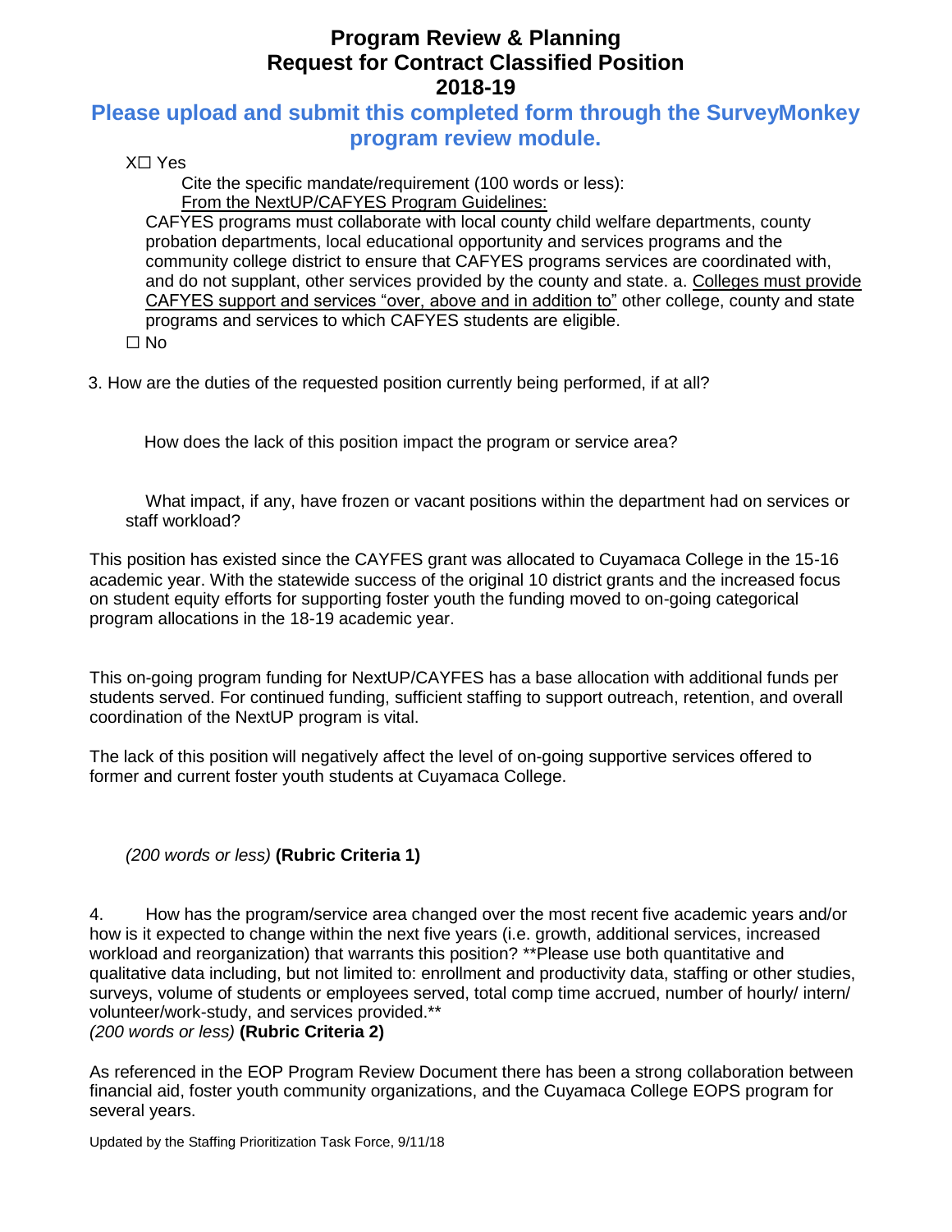# Program Review & Planning
# Request for Contract Classified Position
# 2018-19

## Please upload and submit this completed form through the SurveyMonkey program review module.

X☐ Yes

Cite the specific mandate/requirement (100 words or less):

From the NextUP/CAFYES Program Guidelines:

CAFYES programs must collaborate with local county child welfare departments, county probation departments, local educational opportunity and services programs and the community college district to ensure that CAFYES programs services are coordinated with, and do not supplant, other services provided by the county and state. a. Colleges must provide CAFYES support and services "over, above and in addition to" other college, county and state programs and services to which CAFYES students are eligible.

☐ No

3. How are the duties of the requested position currently being performed, if at all?

How does the lack of this position impact the program or service area?

What impact, if any, have frozen or vacant positions within the department had on services or staff workload?

This position has existed since the CAYFES grant was allocated to Cuyamaca College in the 15-16 academic year. With the statewide success of the original 10 district grants and the increased focus on student equity efforts for supporting foster youth the funding moved to on-going categorical program allocations in the 18-19 academic year.

This on-going program funding for NextUP/CAYFES has a base allocation with additional funds per students served. For continued funding, sufficient staffing to support outreach, retention, and overall coordination of the NextUP program is vital.

The lack of this position will negatively affect the level of on-going supportive services offered to former and current foster youth students at Cuyamaca College.

*(200 words or less)* **(Rubric Criteria 1)**

4. How has the program/service area changed over the most recent five academic years and/or how is it expected to change within the next five years (i.e. growth, additional services, increased workload and reorganization) that warrants this position? **Please use both quantitative and qualitative data including, but not limited to: enrollment and productivity data, staffing or other studies, surveys, volume of students or employees served, total comp time accrued, number of hourly/ intern/ volunteer/work-study, and services provided.**
*(200 words or less)* **(Rubric Criteria 2)**

As referenced in the EOP Program Review Document there has been a strong collaboration between financial aid, foster youth community organizations, and the Cuyamaca College EOPS program for several years.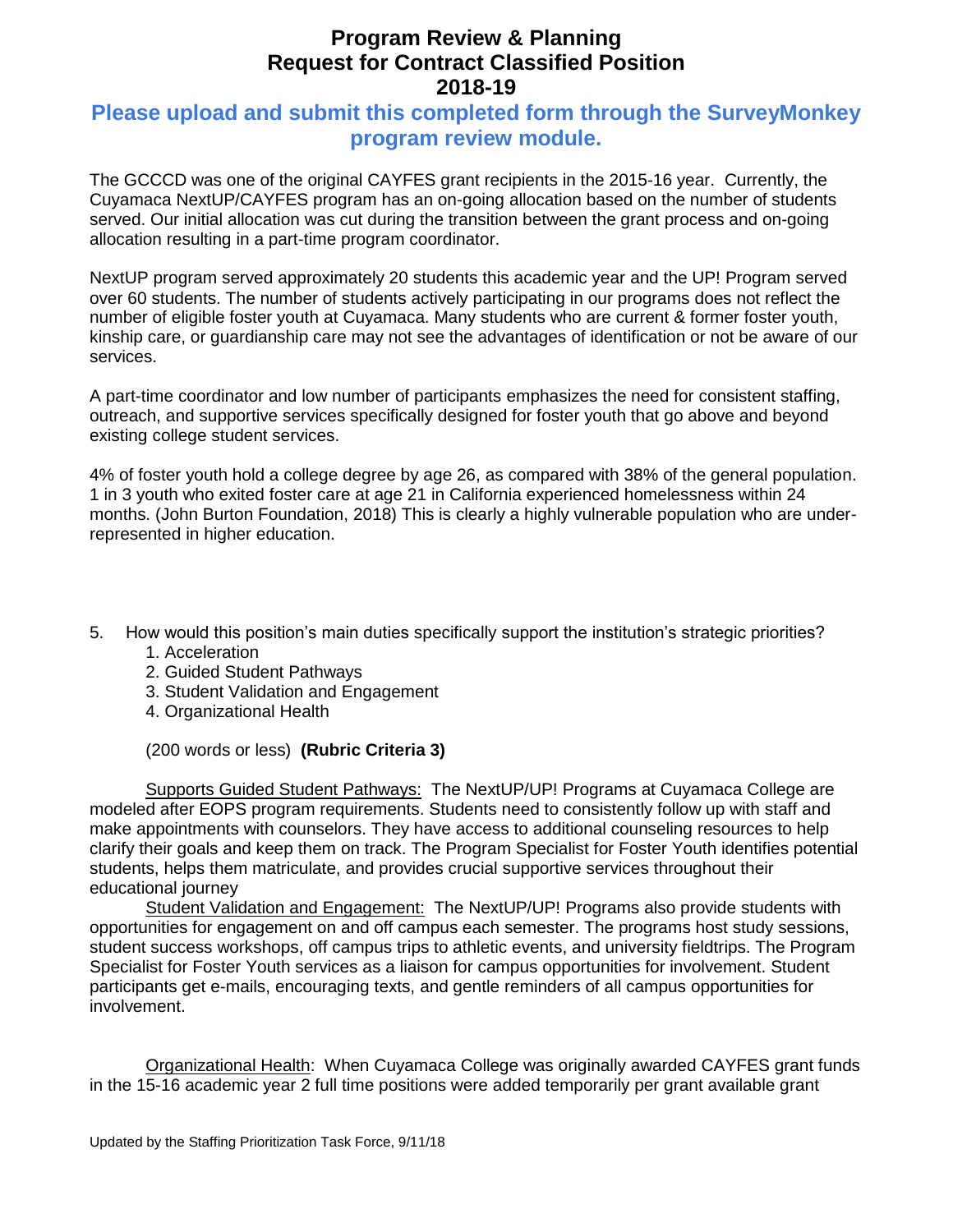# Program Review & Planning
# Request for Contract Classified Position
# 2018-19

## Please upload and submit this completed form through the SurveyMonkey program review module.

The GCCCD was one of the original CAYFES grant recipients in the 2015-16 year. Currently, the Cuyamaca NextUP/CAYFES program has an on-going allocation based on the number of students served. Our initial allocation was cut during the transition between the grant process and on-going allocation resulting in a part-time program coordinator.

NextUP program served approximately 20 students this academic year and the UP! Program served over 60 students. The number of students actively participating in our programs does not reflect the number of eligible foster youth at Cuyamaca. Many students who are current & former foster youth, kinship care, or guardianship care may not see the advantages of identification or not be aware of our services.

A part-time coordinator and low number of participants emphasizes the need for consistent staffing, outreach, and supportive services specifically designed for foster youth that go above and beyond existing college student services.

4% of foster youth hold a college degree by age 26, as compared with 38% of the general population. 1 in 3 youth who exited foster care at age 21 in California experienced homelessness within 24 months. (John Burton Foundation, 2018) This is clearly a highly vulnerable population who are under-represented in higher education.

5. How would this position's main duties specifically support the institution's strategic priorities?
   1. Acceleration
   2. Guided Student Pathways
   3. Student Validation and Engagement
   4. Organizational Health

   (200 words or less) **(Rubric Criteria 3)**

<u>Supports Guided Student Pathways:</u> The NextUP/UP! Programs at Cuyamaca College are modeled after EOPS program requirements. Students need to consistently follow up with staff and make appointments with counselors. They have access to additional counseling resources to help clarify their goals and keep them on track. The Program Specialist for Foster Youth identifies potential students, helps them matriculate, and provides crucial supportive services throughout their educational journey

<u>Student Validation and Engagement:</u> The NextUP/UP! Programs also provide students with opportunities for engagement on and off campus each semester. The programs host study sessions, student success workshops, off campus trips to athletic events, and university fieldtrips. The Program Specialist for Foster Youth services as a liaison for campus opportunities for involvement. Student participants get e-mails, encouraging texts, and gentle reminders of all campus opportunities for involvement.

<u>Organizational Health</u>: When Cuyamaca College was originally awarded CAYFES grant funds in the 15-16 academic year 2 full time positions were added temporarily per grant available grant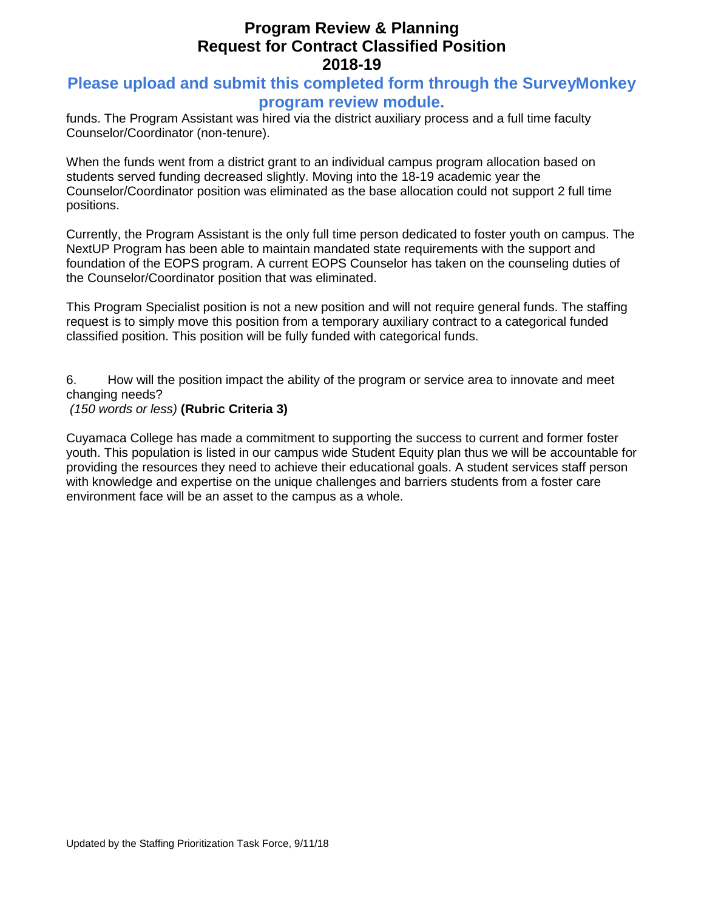funds. The Program Assistant was hired via the district auxiliary process and a full time faculty Counselor/Coordinator (non-tenure).

When the funds went from a district grant to an individual campus program allocation based on students served funding decreased slightly. Moving into the 18-19 academic year the Counselor/Coordinator position was eliminated as the base allocation could not support 2 full time positions.

Currently, the Program Assistant is the only full time person dedicated to foster youth on campus. The NextUP Program has been able to maintain mandated state requirements with the support and foundation of the EOPS program. A current EOPS Counselor has taken on the counseling duties of the Counselor/Coordinator position that was eliminated.

This Program Specialist position is not a new position and will not require general funds. The staffing request is to simply move this position from a temporary auxiliary contract to a categorical funded classified position. This position will be fully funded with categorical funds.

6. How will the position impact the ability of the program or service area to innovate and meet changing needs?
*(150 words or less)* **(Rubric Criteria 3)**

Cuyamaca College has made a commitment to supporting the success to current and former foster youth. This population is listed in our campus wide Student Equity plan thus we will be accountable for providing the resources they need to achieve their educational goals. A student services staff person with knowledge and expertise on the unique challenges and barriers students from a foster care environment face will be an asset to the campus as a whole.